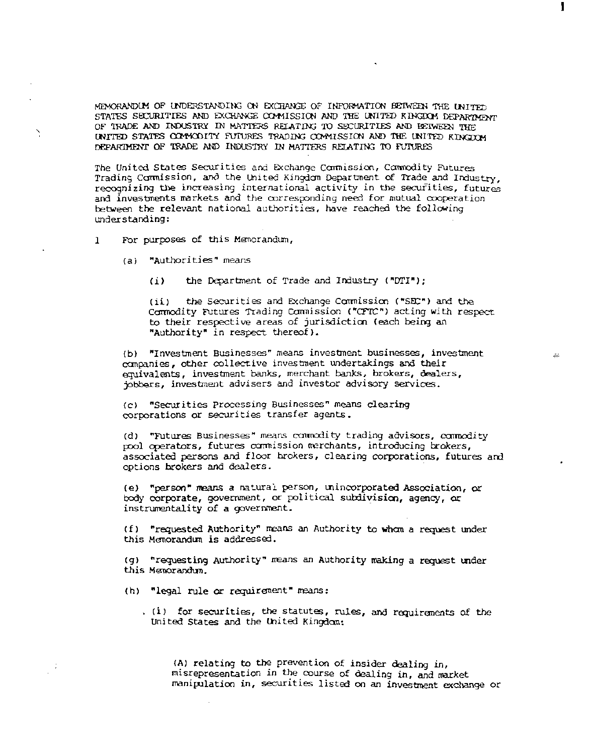MEMORANDUM OF UNDERSTANDING ON EXCHANGE OF INFORMATION BETWEEN THE UNITED STATES SECURITIES AND EXCHANGE COMMISSION AND THE UNITED KINGDOM DEPARTMENT OF TRADE AND INDUSTRY IN MATTERS RELATING TO SECURITIES AND BETWEEN THE UNITED STATES COMMODITY FUTURES TRADING COMMISSION AND THE UNITED KINGDOM DEPARTMENT OF TRADE AND INDUSTRY IN MATTERS RELATING TO FUTURES

The United States Securities and Exchange Commission, Commodity Futures Trading Commission, and the United Kingdom Department of Trade and Industry, recognizing the increasing international activity in the securities, futures and investments markets and the corresponding need for mutual cooperation between the relevant national authorities, have reached the following understanding:

1 For purposes of this Memorandum,

(a) "Authorities" means

(i) the Department of Trade and Industry ("DTI");

(ii) the Securities and Exchange Commission ("SEC") and the Commodity Futures Trading Commission ("CFTC") acting with respect to their respective areas of jurisdiction (each being an "Authority" in respect thereof).

(b) "Investment Businesses" means investment businesses, investment companies, other collective investment undertakings and their equivalents, investment banks, merchant banks, brokers, dealers, jobbers, investment advisers and investor advisory services.

(c) "Securities Processing Businesses" means clearing corporations or securities transfer agents.

(d) "Futures Businesses" means commodity trading advisors, commodity pool operators, futures commission merchants, introducing brokers, associated persons and floor brokers, clearing corporations, futures and options brokers and dealers.

(e) "person" means a natural person, unincorporated Association, or body corporate, government, or political subdivision, agency, or instrumentality of a government.

(f) "requested Authority" means an Authority to whom a request under this Memorandum is addressed.

(g) "requesting Authority" means an Authority making a request under this Memorandum.

(h) "legal rule or requirement" means:

(i) for securities, the statutes, rules, and requirements of the United States and the United Kingdom:

(A) relating to the prevention of insider dealing in, misrepresentation in the course of dealing in, and market manipulation in, securities listed on an investment exchange or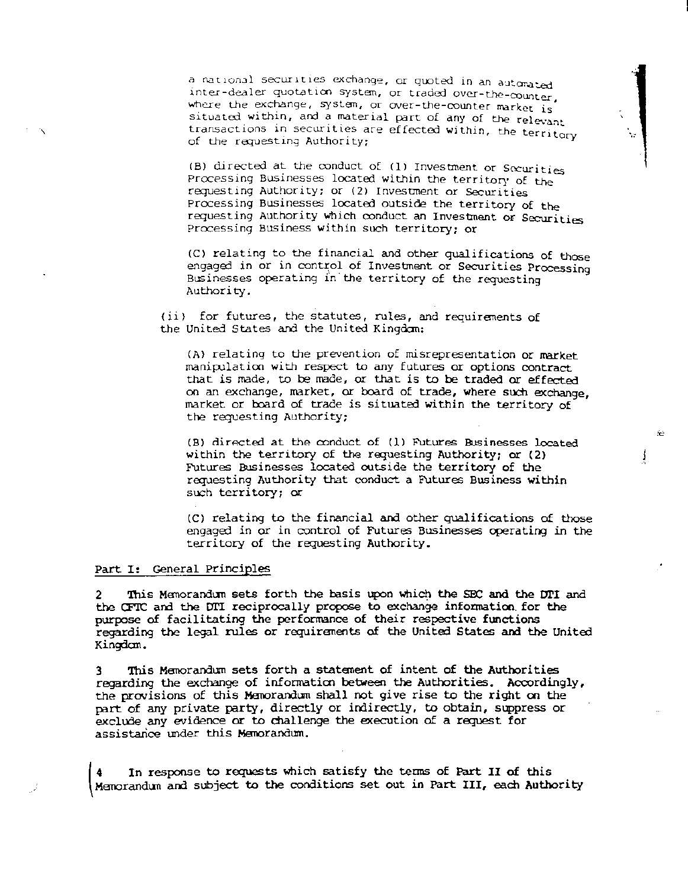a national securities exchange, or quoted in an automated inter-dealer quotation system, or traded over-the-counter, where the exchange, system, or over-the-counter market is situated within, and a material part of any of the relevant transactions in securities are effected within, the territory of the requesting Authority;

(B) directed at the conduct of (1) Investment or Securities Processing Businesses located within the territory of the requesting Authority; or (2) Investment or Securities Processing Businesses located outside the territory of the requesting Authority which conduct an Investment or Securities Processing Business within such territory; or

(C) relating to the financial and other qualifications of those engaged in or in control of Investment or Securities Processing Businesses operating in the territory of the requesting Authority.

(ii) for futures, the statutes, rules, and requirements of the United States and the United Kingdom:

(A) relating to the prevention of misrepresentation or market manipulation with respect to any futures or options contract that is made, to be made, or that is to be traded or effected on an exchange, market, or board of trade, where such exchange, market or board of trade is situated within the territory of the requesting Authority;

(B) directed at the conduct of (1) Futures Businesses located within the territory of the requesting Authority; or (2) Futures Businesses located outside the territory of the requesting Authority that conduct a Futures Business within such territory; or

(C) relating to the financial and other qualifications of those engaged in or in control of Futures Businesses operating in the territory of the requesting Authority.

## Part I: General Principles

2 This Memorandum sets forth the basis upon which the SEC and the DTI and the CFTC and the DTI reciprocally propose to exchange information for the purpose of facilitating the performance of their respective functions regarding the legal rules or requirements of the United States and the United Kingdom.

3 This Memorandum sets forth a statement of intent of the Authorities regarding the exchange of information between the Authorities. Accordingly, the provisions of this Memorandum shall not give rise to the right on the part of any private party, directly or indirectly, to obtain, suppress or exclude any evidence or to challenge the execution of a request for assistance under this Memorandum.

4 In response to requests which satisfy the terms of Part II of this Memorandum and subject to the conditions set out in Part III, each Authority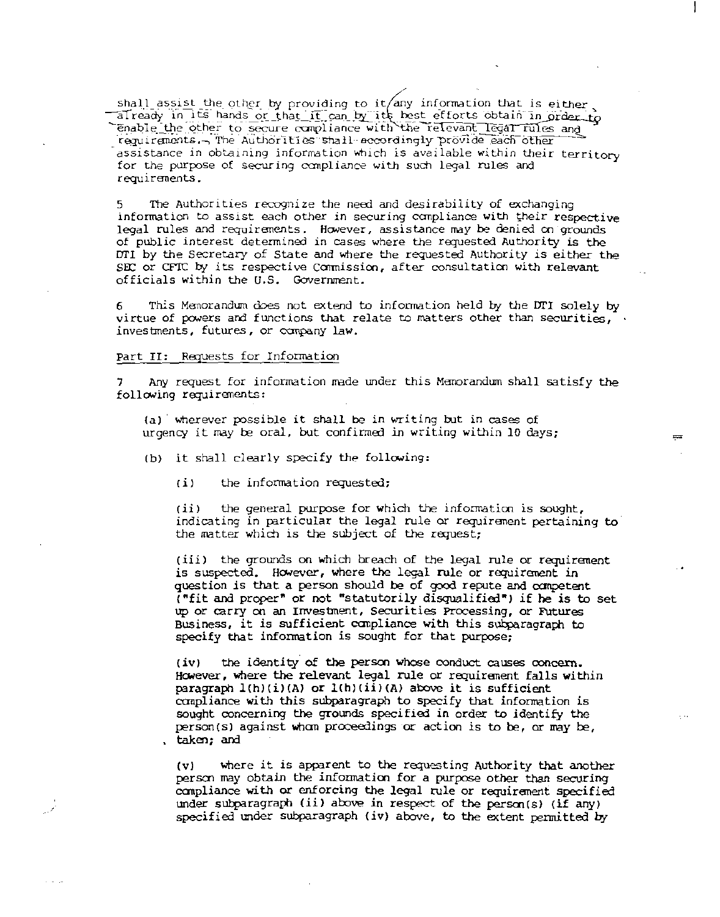shall assist the other by providing to it any information that is either already in its hands or that it can by its best efforts obtain in order to enable the other to secure compliance with the relevant legal rules and requirements. The Authorities shall accordingly provide each other assistance in obtaining information which is available within their territory for the purpose of securing compliance with such legal rules and requirements.

5 The Authorities recognize the need and desirability of exchanging information to assist each other in securing compliance with their respective legal rules and requirements. However, assistance may be denied on grounds of public interest determined in cases where the requested Authority is the DTI by the Secretary of State and where the requested Authority is either the SEC or CFTC by its respective Commission, after consultation with relevant officials within the U.S. Government.

6 This Memorandum does not extend to information held by the DTI solely by virtue of powers and functions that relate to matters other than securities, investments, futures, or company law.

Part II: Requests for Information

7 Any request for information made under this Memorandum shall satisfy the following requirements:

(a) wherever possible it shall be in writing but in cases of urgency it may be oral, but confirmed in writing within 10 days;

(b) it shall clearly specify the following:

(i) the information requested;

(ii) the general purpose for which the information is sought, indicating in particular the legal rule or requirement pertaining to the matter which is the subject of the request;

(iii) the grounds on which breach of the legal rule or requirement is suspected. However, where the legal rule or requirement in question is that a person should be of good repute and competent ("fit and proper" or not "statutorily disqualified") if he is to set up or carry on an Investment, Securities Processing, or Futures Business, it is sufficient compliance with this subparagraph to specify that information is sought for that purpose;

(iv) the identity of the person whose conduct causes concern. However, where the relevant legal rule or requirement falls within paragraph 1(h)(i)(A) or 1(h)(ii)(A) above it is sufficient compliance with this subparagraph to specify that information is sought concerning the grounds specified in order to identify the person(s) against whom proceedings or action is to be, or may be, taken; and

(v) where it is apparent to the requesting Authority that another person may obtain the information for a purpose other than securing compliance with or enforcing the legal rule or requirement specified under subparagraph (ii) above in respect of the person(s) (if any) specified under subparagraph (iv) above, to the extent permitted by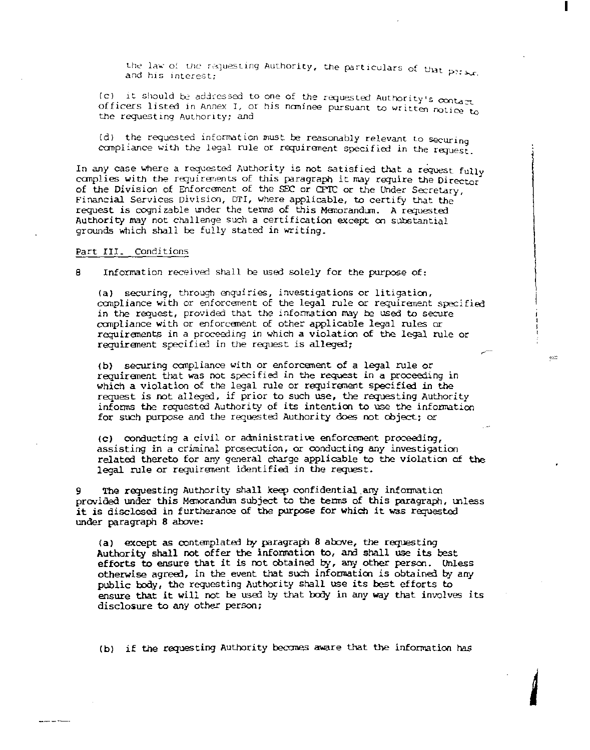the law of the requesting Authority, the particulars of that person and his interest;

(c) it should be addressed to one of the requested Authority's contact officers listed in Annex I, or his nominee pursuant to written notice to the requesting Authority; and

(d) the requested information must be reasonably relevant to securing compliance with the legal rule or requirement specified in the request.

In any case where a requested Authority is not satisfied that a request fully complies with the requirements of this paragraph it may require the Director of the Division of Enforcement of the SEC or CFTC or the Under Secretary, Financial Services Division, DTI, where applicable, to certify that the request is cognizable under the terms of this Memorandum. A requested Authority may not challenge such a certification except on substantial grounds which shall be fully stated in writing.

Part III. Conditions

8 Information received shall be used solely for the purpose of:

(a) securing, through enquiries, investigations or litigation, compliance with or enforcement of the legal rule or requirement specified in the request, provided that the information may be used to secure compliance with or enforcement of other applicable legal rules or requirements in a proceeding in which a violation of the legal rule or requirement specified in the request is alleged;

(b) securing compliance with or enforcement of a legal rule or requirement that was not specified in the request in a proceeding in which a violation of the legal rule or requirement specified in the request is not alleged, if prior to such use, the requesting Authority informs the requested Authority of its intention to use the information for such purpose and the requested Authority does not object; or

(c) conducting a civil or administrative enforcement proceeding, assisting in a criminal prosecution, or conducting any investigation related thereto for any general charge applicable to the violation of the legal rule or requirement identified in the request.

9 The requesting Authority shall keep confidential any information provided under this Memorandum subject to the terms of this paragraph, unless it is disclosed in furtherance of the purpose for which it was requested under paragraph 8 above:

(a) except as contemplated by paragraph 8 above, the requesting Authority shall not offer the information to, and shall use its best efforts to ensure that it is not obtained by, any other person. Unless otherwise agreed, in the event that such information is obtained by any public body, the requesting Authority shall use its best efforts to ensure that it will not be used by that body in any way that involves its disclosure to any other person;

(b) if the requesting Authority becomes aware that the information has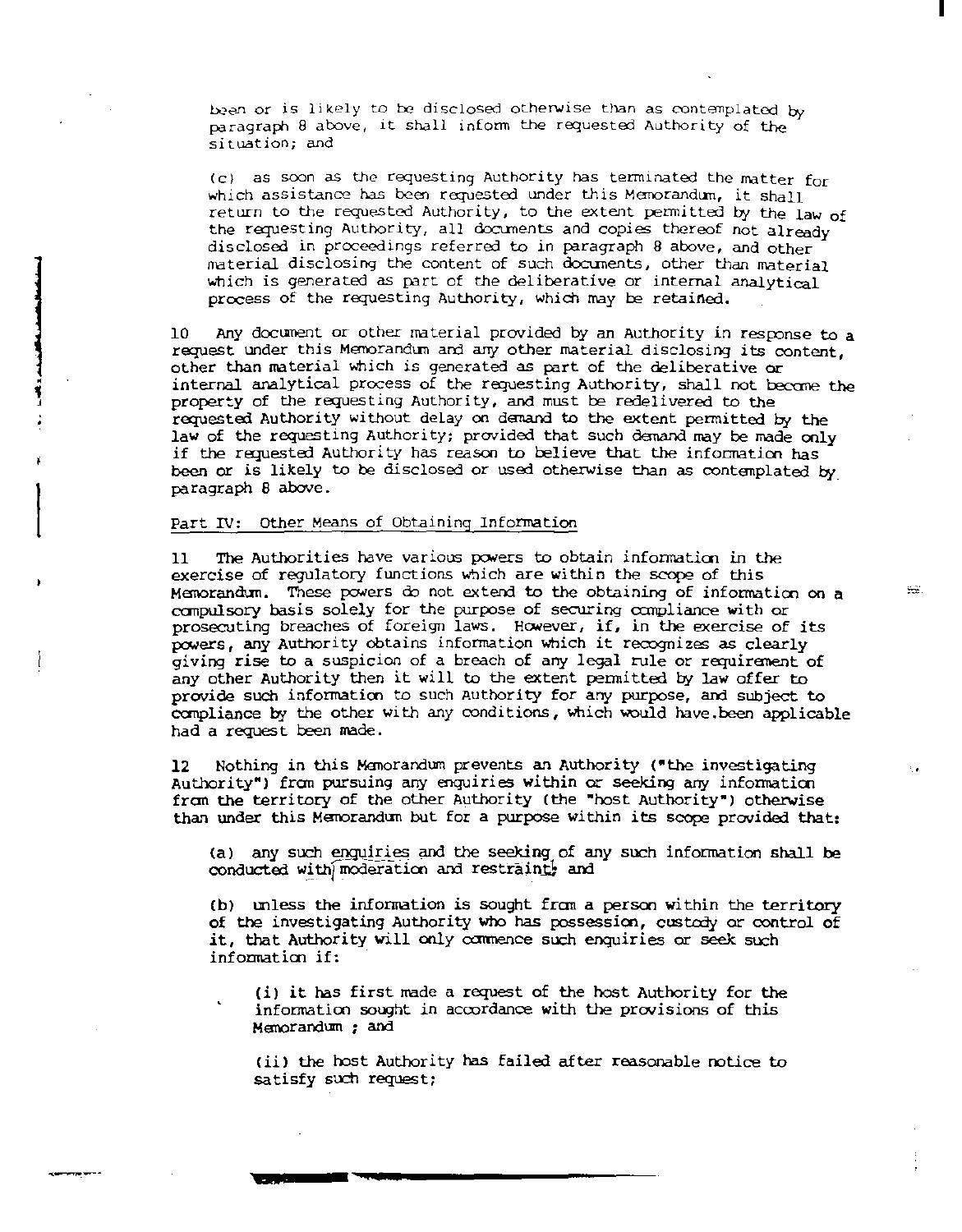been or is likely to be disclosed otherwise than as contemplated by paragraph 8 above, it shall inform the requested Authority of the situation; and

(c) as soon as the requesting Authority has terminated the matter for which assistance has been requested under this Memorandum, it shall return to the requested Authority, to the extent permitted by the law of the requesting Authority, all documents and copies thereof not already disclosed in proceedings referred to in paragraph 8 above, and other material disclosing the content of such documents, other than material which is generated as part of the deliberative or internal analytical process of the requesting Authority, which may be retained.

10 Any document or other material provided by an Authority in response to a request under this Memorandum and any other material disclosing its content, other than material which is generated as part of the deliberative or internal analytical process of the requesting Authority, shall not become the property of the requesting Authority, and must be redelivered to the requested Authority without delay on demand to the extent permitted by the law of the requesting Authority; provided that such demand may be made only if the requested Authority has reason to believe that the information has been or is likely to be disclosed or used otherwise than as contemplated by paragraph 8 above.

Part IV: Other Means of Obtaining Information

11 The Authorities have various powers to obtain information in the exercise of regulatory functions which are within the scope of this Memorandum. These powers do not extend to the obtaining of information on a compulsory basis solely for the purpose of securing compliance with or prosecuting breaches of foreign laws. However, if, in the exercise of its powers, any Authority obtains information which it recognizes as clearly giving rise to a suspicion of a breach of any legal rule or requirement of any other Authority then it will to the extent permitted by law offer to provide such information to such Authority for any purpose, and subject to compliance by the other with any conditions, which would have been applicable had a request been made.

12 Nothing in this Memorandum prevents an Authority ("the investigating Authority") from pursuing any enquiries within or seeking any information from the territory of the other Authority (the "host Authority") otherwise than under this Memorandum but for a purpose within its scope provided that:

(a) any such enquiries and the seeking of any such information shall be conducted with moderation and restraint; and

(b) unless the information is sought from a person within the territory of the investigating Authority who has possession, custody or control of it, that Authority will only commence such enquiries or seek such information if:

(i) it has first made a request of the host Authority for the information sought in accordance with the provisions of this Memorandum ; and

(ii) the host Authority has failed after reasonable notice to satisfy such request;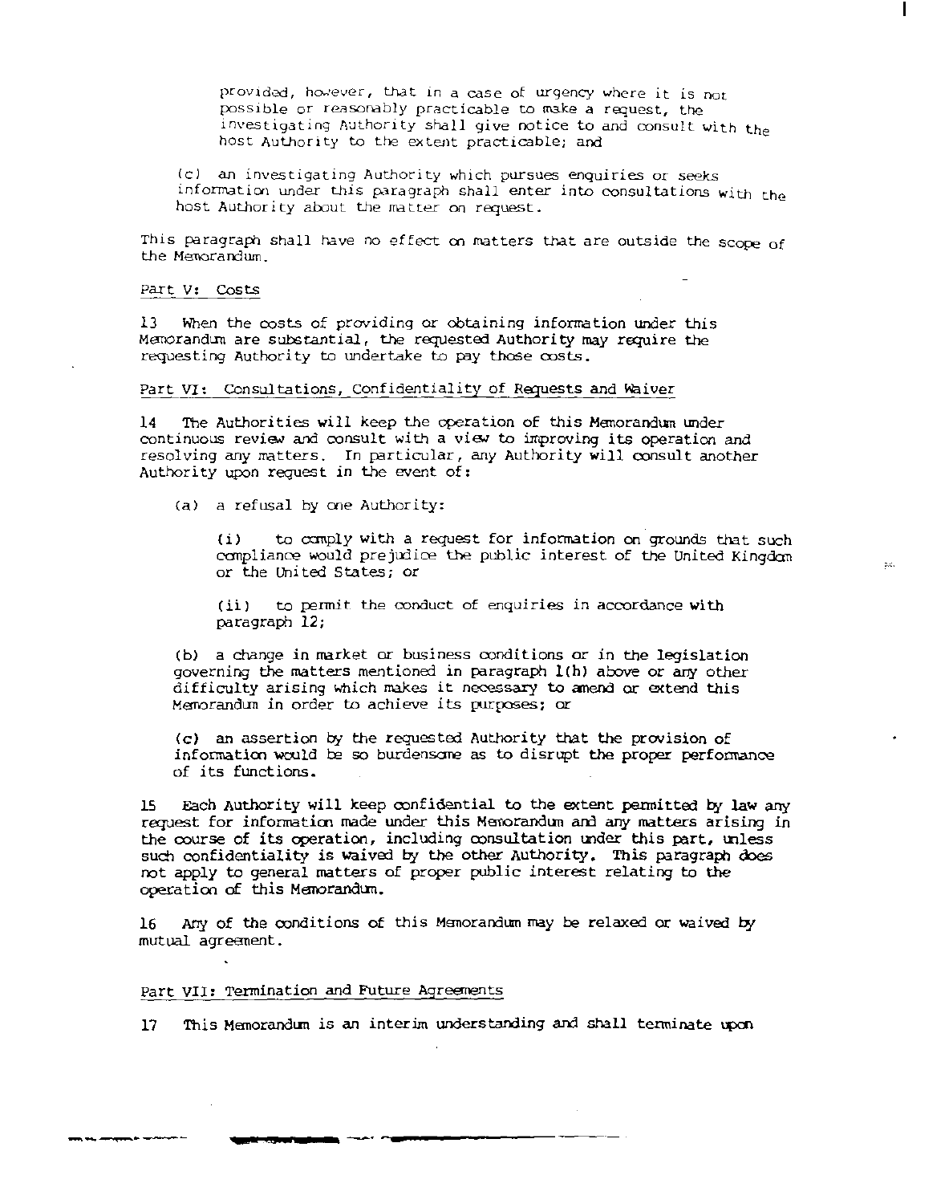provided, however, that in a case of urgency where it is not possible or reasonably practicable to make a request, the investigating Authority shall give notice to and consult with the host Authority to the extent practicable; and

(c) an investigating Authority which pursues enquiries or seeks information under this paragraph shall enter into consultations with the host Authority about the matter on request.

This paragraph shall have no effect on matters that are outside the scope of the Memorandum.

Part V: Costs

13 When the costs of providing or obtaining information under this Memorandum are substantial, the requested Authority may require the requesting Authority to undertake to pay those costs.

Part VI: Consultations, Confidentiality of Requests and Waiver

14 The Authorities will keep the operation of this Memorandum under continuous review and consult with a view to improving its operation and resolving any matters. In particular, any Authority will consult another Authority upon request in the event of:

(a) a refusal by one Authority:

(i) to comply with a request for information on grounds that such compliance would prejudice the public interest of the United Kingdom or the United States; or

(ii) to permit the conduct of enquiries in accordance with paragraph 12;

(b) a change in market or business conditions or in the legislation governing the matters mentioned in paragraph 1(h) above or any other difficulty arising which makes it necessary to amend or extend this Memorandum in order to achieve its purposes; or

(c) an assertion by the requested Authority that the provision of information would be so burdensome as to disrupt the proper performance of its functions.

15 Each Authority will keep confidential to the extent permitted by law any request for information made under this Memorandum and any matters arising in the course of its operation, including consultation under this part, unless such confidentiality is waived by the other Authority. This paragraph does not apply to general matters of proper public interest relating to the operation of this Memorandum.

16 Any of the conditions of this Memorandum may be relaxed or waived by mutual agreement.

Part VII: Termination and Future Agreements

17 This Memorandum is an interim understanding and shall terminate upon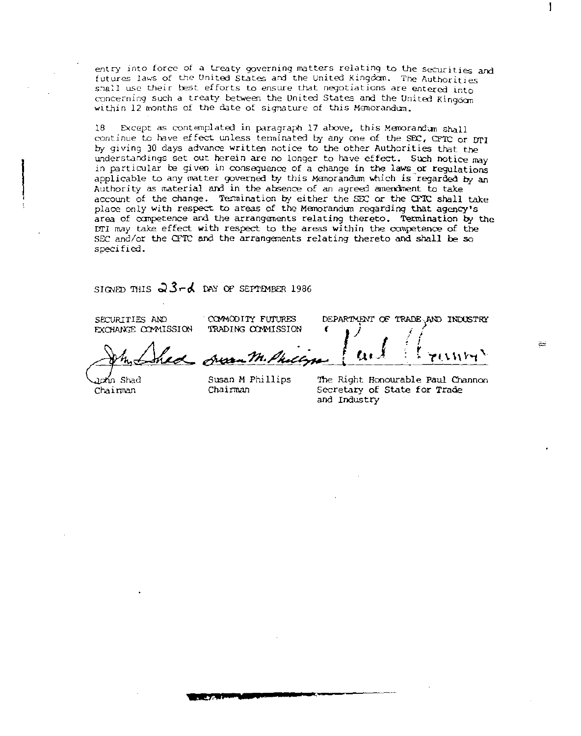entry into force of a treaty governing matters relating to the securities and futures laws of the United States and the United Kingdom. The Authorities shall use their best efforts to ensure that negotiations are entered into concerning such a treaty between the United States and the United Kingdom within 12 months of the date of signature of this Memorandum.

18 Except as contemplated in paragraph 17 above, this Memorandum shall continue to have effect unless terminated by any one of the SEC, CFTC or DTI by giving 30 days advance written notice to the other Authorities that the understandings set out herein are no longer to have effect. Such notice may in particular be given in consequence of a change in the laws or regulations applicable to any matter governed by this Memorandum which is regarded by an Authority as material and in the absence of an agreed amendment to take account of the change. Termination by either the SEC or the CFTC shall take place only with respect to areas of the Memorandum regarding that agency's area of competence and the arrangements relating thereto. Termination by the DTI may take effect with respect to the areas within the competence of the SEC and/or the CFTC and the arrangements relating thereto and shall be so specified.

SIGNED THIS 23rd DAY OF SEPTEMBER 1986

| SECURITIES AND EXCHANGE COMMISSION | COMMODITY FUTURES TRADING COMMISSION | DEPARTMENT OF TRADE AND INDUSTRY |
| --- | --- | --- |
| John Shad<br>Chairman | Susan M Phillips<br>Chairman | The Right Honourable Paul Channon<br>Secretary of State for Trade and Industry |